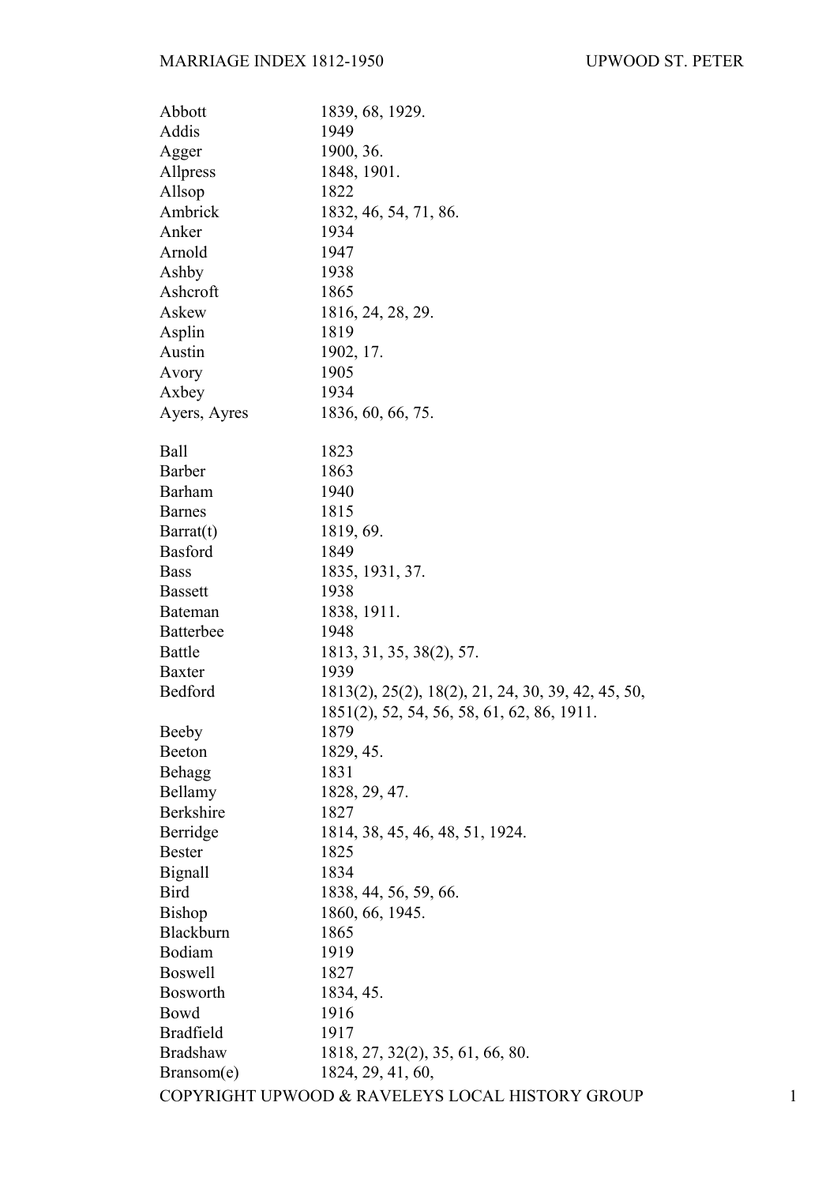# MARRIAGE INDEX 1812-1950 — UPWOOD ST. PETER

| | |
|---|---|
| Abbott | 1839, 68, 1929. |
| Addis | 1949 |
| Agger | 1900, 36. |
| Allpress | 1848, 1901. |
| Allsop | 1822 |
| Ambrick | 1832, 46, 54, 71, 86. |
| Anker | 1934 |
| Arnold | 1947 |
| Ashby | 1938 |
| Ashcroft | 1865 |
| Askew | 1816, 24, 28, 29. |
| Asplin | 1819 |
| Austin | 1902, 17. |
| Avory | 1905 |
| Axbey | 1934 |
| Ayers, Ayres | 1836, 60, 66, 75. |
| | |
| Ball | 1823 |
| Barber | 1863 |
| Barham | 1940 |
| Barnes | 1815 |
| Barrat(t) | 1819, 69. |
| Basford | 1849 |
| Bass | 1835, 1931, 37. |
| Bassett | 1938 |
| Bateman | 1838, 1911. |
| Batterbee | 1948 |
| Battle | 1813, 31, 35, 38(2), 57. |
| Baxter | 1939 |
| Bedford | 1813(2), 25(2), 18(2), 21, 24, 30, 39, 42, 45, 50, 1851(2), 52, 54, 56, 58, 61, 62, 86, 1911. |
| Beeby | 1879 |
| Beeton | 1829, 45. |
| Behagg | 1831 |
| Bellamy | 1828, 29, 47. |
| Berkshire | 1827 |
| Berridge | 1814, 38, 45, 46, 48, 51, 1924. |
| Bester | 1825 |
| Bignall | 1834 |
| Bird | 1838, 44, 56, 59, 66. |
| Bishop | 1860, 66, 1945. |
| Blackburn | 1865 |
| Bodiam | 1919 |
| Boswell | 1827 |
| Bosworth | 1834, 45. |
| Bowd | 1916 |
| Bradfield | 1917 |
| Bradshaw | 1818, 27, 32(2), 35, 61, 66, 80. |
| Bransom(e) | 1824, 29, 41, 60, |

COPYRIGHT UPWOOD & RAVELEYS LOCAL HISTORY GROUP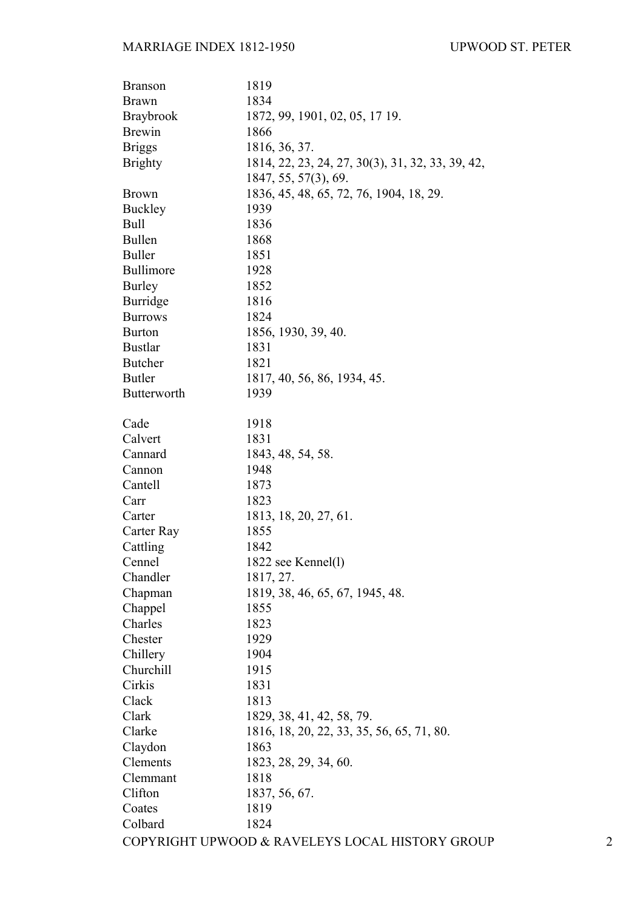| | |
|---|---|
| Branson | 1819 |
| Brawn | 1834 |
| Braybrook | 1872, 99, 1901, 02, 05, 17 19. |
| Brewin | 1866 |
| Briggs | 1816, 36, 37. |
| Brighty | 1814, 22, 23, 24, 27, 30(3), 31, 32, 33, 39, 42, 1847, 55, 57(3), 69. |
| Brown | 1836, 45, 48, 65, 72, 76, 1904, 18, 29. |
| Buckley | 1939 |
| Bull | 1836 |
| Bullen | 1868 |
| Buller | 1851 |
| Bullimore | 1928 |
| Burley | 1852 |
| Burridge | 1816 |
| Burrows | 1824 |
| Burton | 1856, 1930, 39, 40. |
| Bustlar | 1831 |
| Butcher | 1821 |
| Butler | 1817, 40, 56, 86, 1934, 45. |
| Butterworth | 1939 |
| | |
| Cade | 1918 |
| Calvert | 1831 |
| Cannard | 1843, 48, 54, 58. |
| Cannon | 1948 |
| Cantell | 1873 |
| Carr | 1823 |
| Carter | 1813, 18, 20, 27, 61. |
| Carter Ray | 1855 |
| Cattling | 1842 |
| Cennel | 1822 see Kennel(l) |
| Chandler | 1817, 27. |
| Chapman | 1819, 38, 46, 65, 67, 1945, 48. |
| Chappel | 1855 |
| Charles | 1823 |
| Chester | 1929 |
| Chillery | 1904 |
| Churchill | 1915 |
| Cirkis | 1831 |
| Clack | 1813 |
| Clark | 1829, 38, 41, 42, 58, 79. |
| Clarke | 1816, 18, 20, 22, 33, 35, 56, 65, 71, 80. |
| Claydon | 1863 |
| Clements | 1823, 28, 29, 34, 60. |
| Clemmant | 1818 |
| Clifton | 1837, 56, 67. |
| Coates | 1819 |
| Colbard | 1824 |

COPYRIGHT UPWOOD & RAVELEYS LOCAL HISTORY GROUP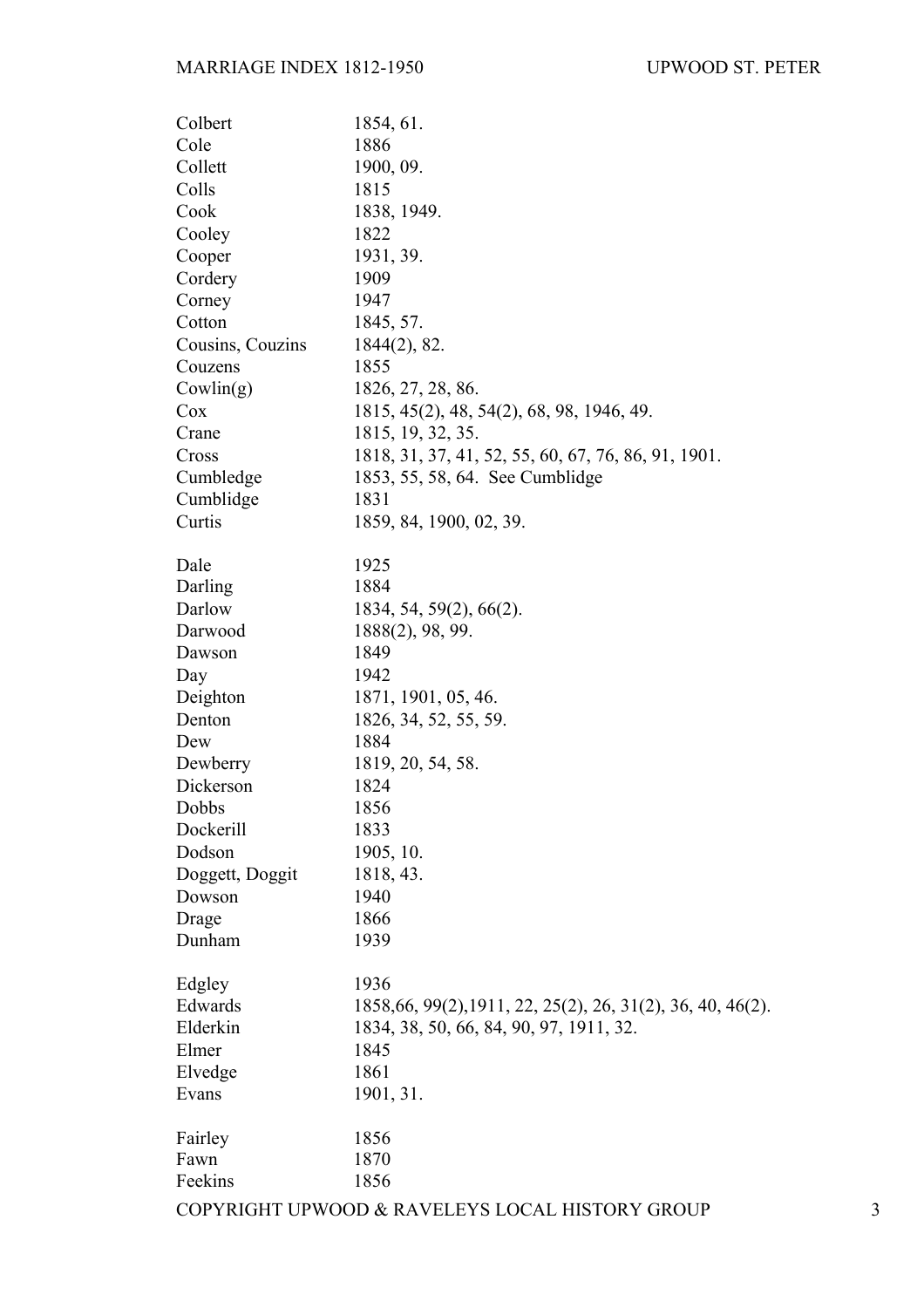| Surname | Years |
|---|---|
| Colbert | 1854, 61. |
| Cole | 1886 |
| Collett | 1900, 09. |
| Colls | 1815 |
| Cook | 1838, 1949. |
| Cooley | 1822 |
| Cooper | 1931, 39. |
| Cordery | 1909 |
| Corney | 1947 |
| Cotton | 1845, 57. |
| Cousins, Couzins | 1844(2), 82. |
| Couzens | 1855 |
| Cowlin(g) | 1826, 27, 28, 86. |
| Cox | 1815, 45(2), 48, 54(2), 68, 98, 1946, 49. |
| Crane | 1815, 19, 32, 35. |
| Cross | 1818, 31, 37, 41, 52, 55, 60, 67, 76, 86, 91, 1901. |
| Cumbledge | 1853, 55, 58, 64. See Cumblidge |
| Cumblidge | 1831 |
| Curtis | 1859, 84, 1900, 02, 39. |
| | |
| Dale | 1925 |
| Darling | 1884 |
| Darlow | 1834, 54, 59(2), 66(2). |
| Darwood | 1888(2), 98, 99. |
| Dawson | 1849 |
| Day | 1942 |
| Deighton | 1871, 1901, 05, 46. |
| Denton | 1826, 34, 52, 55, 59. |
| Dew | 1884 |
| Dewberry | 1819, 20, 54, 58. |
| Dickerson | 1824 |
| Dobbs | 1856 |
| Dockerill | 1833 |
| Dodson | 1905, 10. |
| Doggett, Doggit | 1818, 43. |
| Dowson | 1940 |
| Drage | 1866 |
| Dunham | 1939 |
| | |
| Edgley | 1936 |
| Edwards | 1858,66, 99(2),1911, 22, 25(2), 26, 31(2), 36, 40, 46(2). |
| Elderkin | 1834, 38, 50, 66, 84, 90, 97, 1911, 32. |
| Elmer | 1845 |
| Elvedge | 1861 |
| Evans | 1901, 31. |
| | |
| Fairley | 1856 |
| Fawn | 1870 |
| Feekins | 1856 |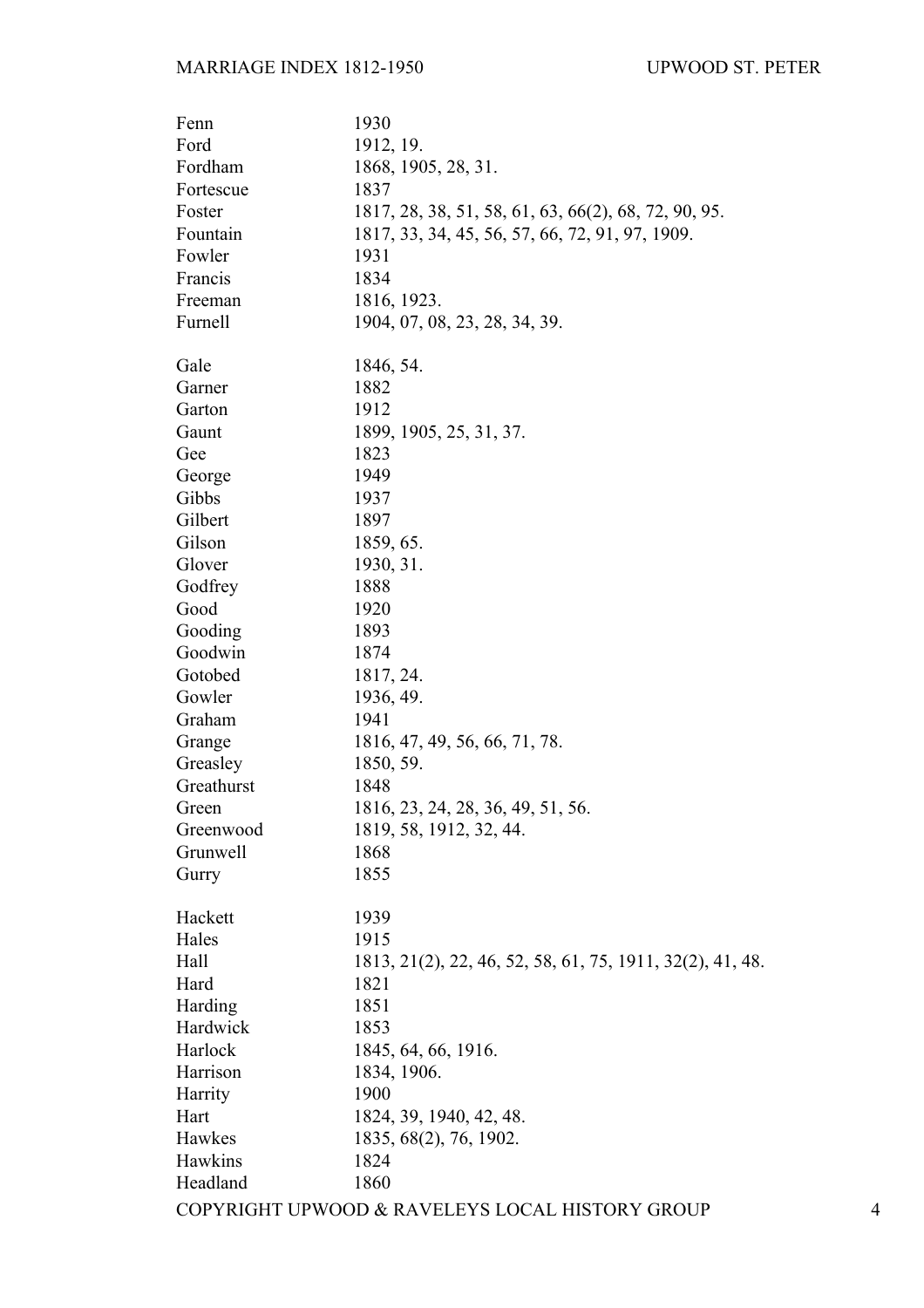| Surname | Years |
|---|---|
| Fenn | 1930 |
| Ford | 1912, 19. |
| Fordham | 1868, 1905, 28, 31. |
| Fortescue | 1837 |
| Foster | 1817, 28, 38, 51, 58, 61, 63, 66(2), 68, 72, 90, 95. |
| Fountain | 1817, 33, 34, 45, 56, 57, 66, 72, 91, 97, 1909. |
| Fowler | 1931 |
| Francis | 1834 |
| Freeman | 1816, 1923. |
| Furnell | 1904, 07, 08, 23, 28, 34, 39. |
| | |
| Gale | 1846, 54. |
| Garner | 1882 |
| Garton | 1912 |
| Gaunt | 1899, 1905, 25, 31, 37. |
| Gee | 1823 |
| George | 1949 |
| Gibbs | 1937 |
| Gilbert | 1897 |
| Gilson | 1859, 65. |
| Glover | 1930, 31. |
| Godfrey | 1888 |
| Good | 1920 |
| Gooding | 1893 |
| Goodwin | 1874 |
| Gotobed | 1817, 24. |
| Gowler | 1936, 49. |
| Graham | 1941 |
| Grange | 1816, 47, 49, 56, 66, 71, 78. |
| Greasley | 1850, 59. |
| Greathurst | 1848 |
| Green | 1816, 23, 24, 28, 36, 49, 51, 56. |
| Greenwood | 1819, 58, 1912, 32, 44. |
| Grunwell | 1868 |
| Gurry | 1855 |
| | |
| Hackett | 1939 |
| Hales | 1915 |
| Hall | 1813, 21(2), 22, 46, 52, 58, 61, 75, 1911, 32(2), 41, 48. |
| Hard | 1821 |
| Harding | 1851 |
| Hardwick | 1853 |
| Harlock | 1845, 64, 66, 1916. |
| Harrison | 1834, 1906. |
| Harrity | 1900 |
| Hart | 1824, 39, 1940, 42, 48. |
| Hawkes | 1835, 68(2), 76, 1902. |
| Hawkins | 1824 |
| Headland | 1860 |

COPYRIGHT UPWOOD & RAVELEYS LOCAL HISTORY GROUP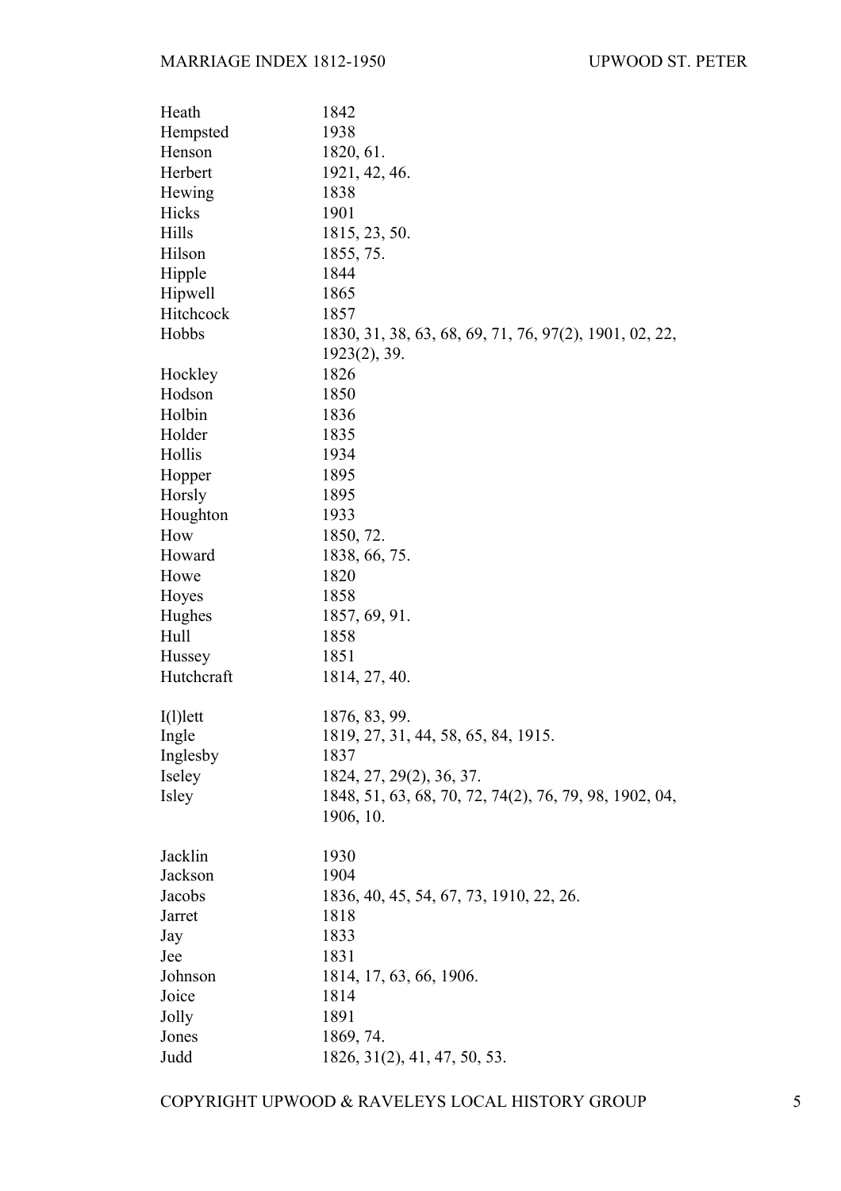| Surname | Years |
|---|---|
| Heath | 1842 |
| Hempsted | 1938 |
| Henson | 1820, 61. |
| Herbert | 1921, 42, 46. |
| Hewing | 1838 |
| Hicks | 1901 |
| Hills | 1815, 23, 50. |
| Hilson | 1855, 75. |
| Hipple | 1844 |
| Hipwell | 1865 |
| Hitchcock | 1857 |
| Hobbs | 1830, 31, 38, 63, 68, 69, 71, 76, 97(2), 1901, 02, 22, 1923(2), 39. |
| Hockley | 1826 |
| Hodson | 1850 |
| Holbin | 1836 |
| Holder | 1835 |
| Hollis | 1934 |
| Hopper | 1895 |
| Horsly | 1895 |
| Houghton | 1933 |
| How | 1850, 72. |
| Howard | 1838, 66, 75. |
| Howe | 1820 |
| Hoyes | 1858 |
| Hughes | 1857, 69, 91. |
| Hull | 1858 |
| Hussey | 1851 |
| Hutchcraft | 1814, 27, 40. |
| | |
| I(l)lett | 1876, 83, 99. |
| Ingle | 1819, 27, 31, 44, 58, 65, 84, 1915. |
| Inglesby | 1837 |
| Iseley | 1824, 27, 29(2), 36, 37. |
| Isley | 1848, 51, 63, 68, 70, 72, 74(2), 76, 79, 98, 1902, 04, 1906, 10. |
| | |
| Jacklin | 1930 |
| Jackson | 1904 |
| Jacobs | 1836, 40, 45, 54, 67, 73, 1910, 22, 26. |
| Jarret | 1818 |
| Jay | 1833 |
| Jee | 1831 |
| Johnson | 1814, 17, 63, 66, 1906. |
| Joice | 1814 |
| Jolly | 1891 |
| Jones | 1869, 74. |
| Judd | 1826, 31(2), 41, 47, 50, 53. |

COPYRIGHT UPWOOD & RAVELEYS LOCAL HISTORY GROUP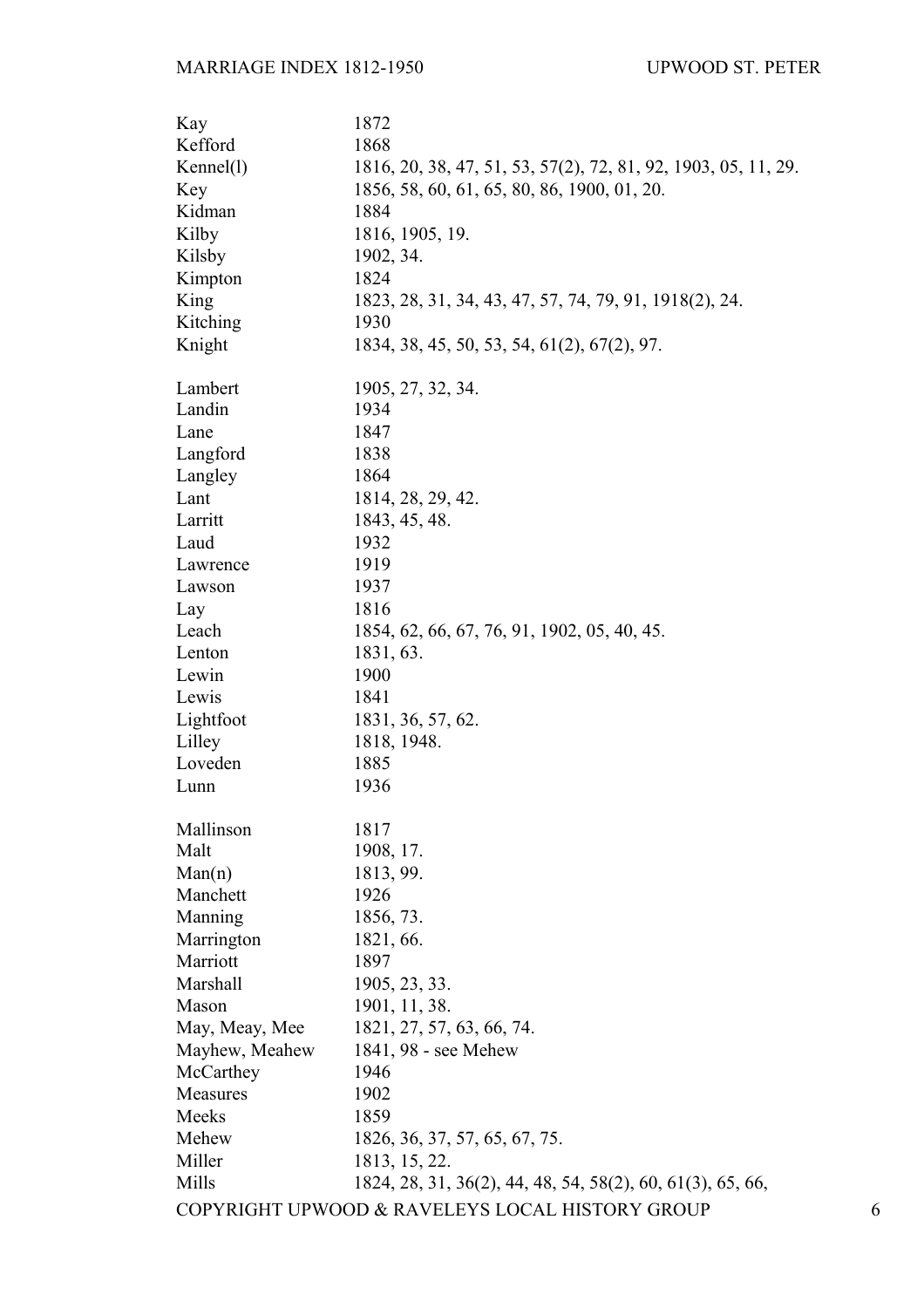| | |
|---|---|
| Kay | 1872 |
| Kefford | 1868 |
| Kennel(l) | 1816, 20, 38, 47, 51, 53, 57(2), 72, 81, 92, 1903, 05, 11, 29. |
| Key | 1856, 58, 60, 61, 65, 80, 86, 1900, 01, 20. |
| Kidman | 1884 |
| Kilby | 1816, 1905, 19. |
| Kilsby | 1902, 34. |
| Kimpton | 1824 |
| King | 1823, 28, 31, 34, 43, 47, 57, 74, 79, 91, 1918(2), 24. |
| Kitching | 1930 |
| Knight | 1834, 38, 45, 50, 53, 54, 61(2), 67(2), 97. |
| | |
| Lambert | 1905, 27, 32, 34. |
| Landin | 1934 |
| Lane | 1847 |
| Langford | 1838 |
| Langley | 1864 |
| Lant | 1814, 28, 29, 42. |
| Larritt | 1843, 45, 48. |
| Laud | 1932 |
| Lawrence | 1919 |
| Lawson | 1937 |
| Lay | 1816 |
| Leach | 1854, 62, 66, 67, 76, 91, 1902, 05, 40, 45. |
| Lenton | 1831, 63. |
| Lewin | 1900 |
| Lewis | 1841 |
| Lightfoot | 1831, 36, 57, 62. |
| Lilley | 1818, 1948. |
| Loveden | 1885 |
| Lunn | 1936 |
| | |
| Mallinson | 1817 |
| Malt | 1908, 17. |
| Man(n) | 1813, 99. |
| Manchett | 1926 |
| Manning | 1856, 73. |
| Marrington | 1821, 66. |
| Marriott | 1897 |
| Marshall | 1905, 23, 33. |
| Mason | 1901, 11, 38. |
| May, Meay, Mee | 1821, 27, 57, 63, 66, 74. |
| Mayhew, Meahew | 1841, 98 - see Mehew |
| McCarthey | 1946 |
| Measures | 1902 |
| Meeks | 1859 |
| Mehew | 1826, 36, 37, 57, 65, 67, 75. |
| Miller | 1813, 15, 22. |
| Mills | 1824, 28, 31, 36(2), 44, 48, 54, 58(2), 60, 61(3), 65, 66, |

COPYRIGHT UPWOOD & RAVELEYS LOCAL HISTORY GROUP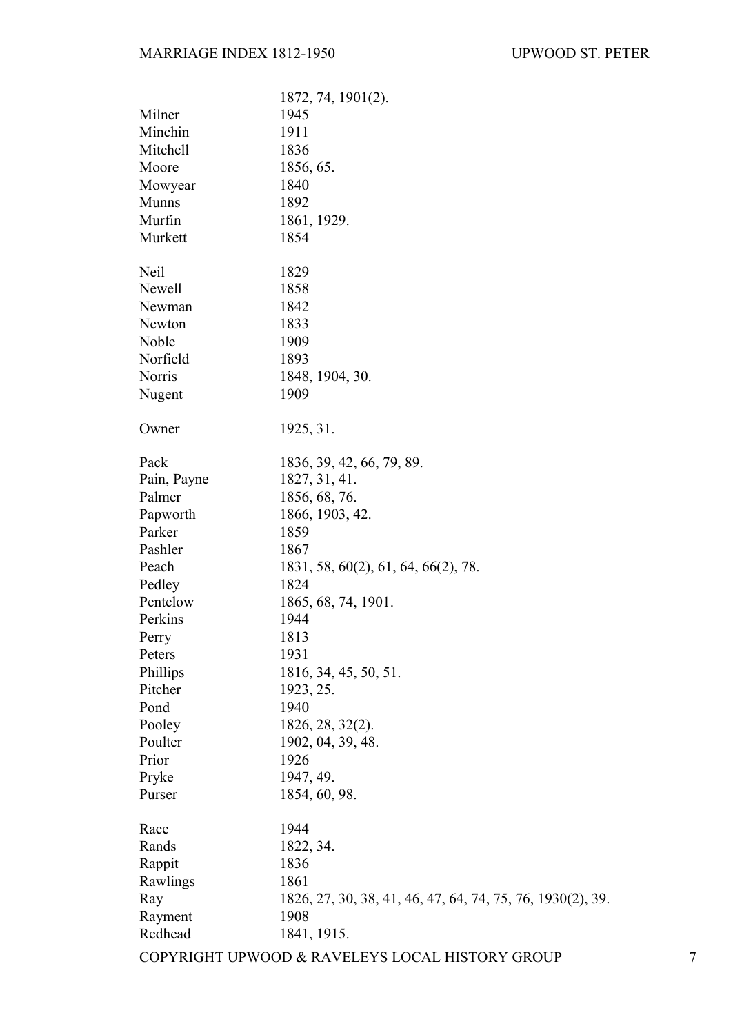| | |
|---|---|
| | 1872, 74, 1901(2). |
| Milner | 1945 |
| Minchin | 1911 |
| Mitchell | 1836 |
| Moore | 1856, 65. |
| Mowyear | 1840 |
| Munns | 1892 |
| Murfin | 1861, 1929. |
| Murkett | 1854 |
| | |
| Neil | 1829 |
| Newell | 1858 |
| Newman | 1842 |
| Newton | 1833 |
| Noble | 1909 |
| Norfield | 1893 |
| Norris | 1848, 1904, 30. |
| Nugent | 1909 |
| | |
| Owner | 1925, 31. |
| | |
| Pack | 1836, 39, 42, 66, 79, 89. |
| Pain, Payne | 1827, 31, 41. |
| Palmer | 1856, 68, 76. |
| Papworth | 1866, 1903, 42. |
| Parker | 1859 |
| Pashler | 1867 |
| Peach | 1831, 58, 60(2), 61, 64, 66(2), 78. |
| Pedley | 1824 |
| Pentelow | 1865, 68, 74, 1901. |
| Perkins | 1944 |
| Perry | 1813 |
| Peters | 1931 |
| Phillips | 1816, 34, 45, 50, 51. |
| Pitcher | 1923, 25. |
| Pond | 1940 |
| Pooley | 1826, 28, 32(2). |
| Poulter | 1902, 04, 39, 48. |
| Prior | 1926 |
| Pryke | 1947, 49. |
| Purser | 1854, 60, 98. |
| | |
| Race | 1944 |
| Rands | 1822, 34. |
| Rappit | 1836 |
| Rawlings | 1861 |
| Ray | 1826, 27, 30, 38, 41, 46, 47, 64, 74, 75, 76, 1930(2), 39. |
| Rayment | 1908 |
| Redhead | 1841, 1915. |

COPYRIGHT UPWOOD & RAVELEYS LOCAL HISTORY GROUP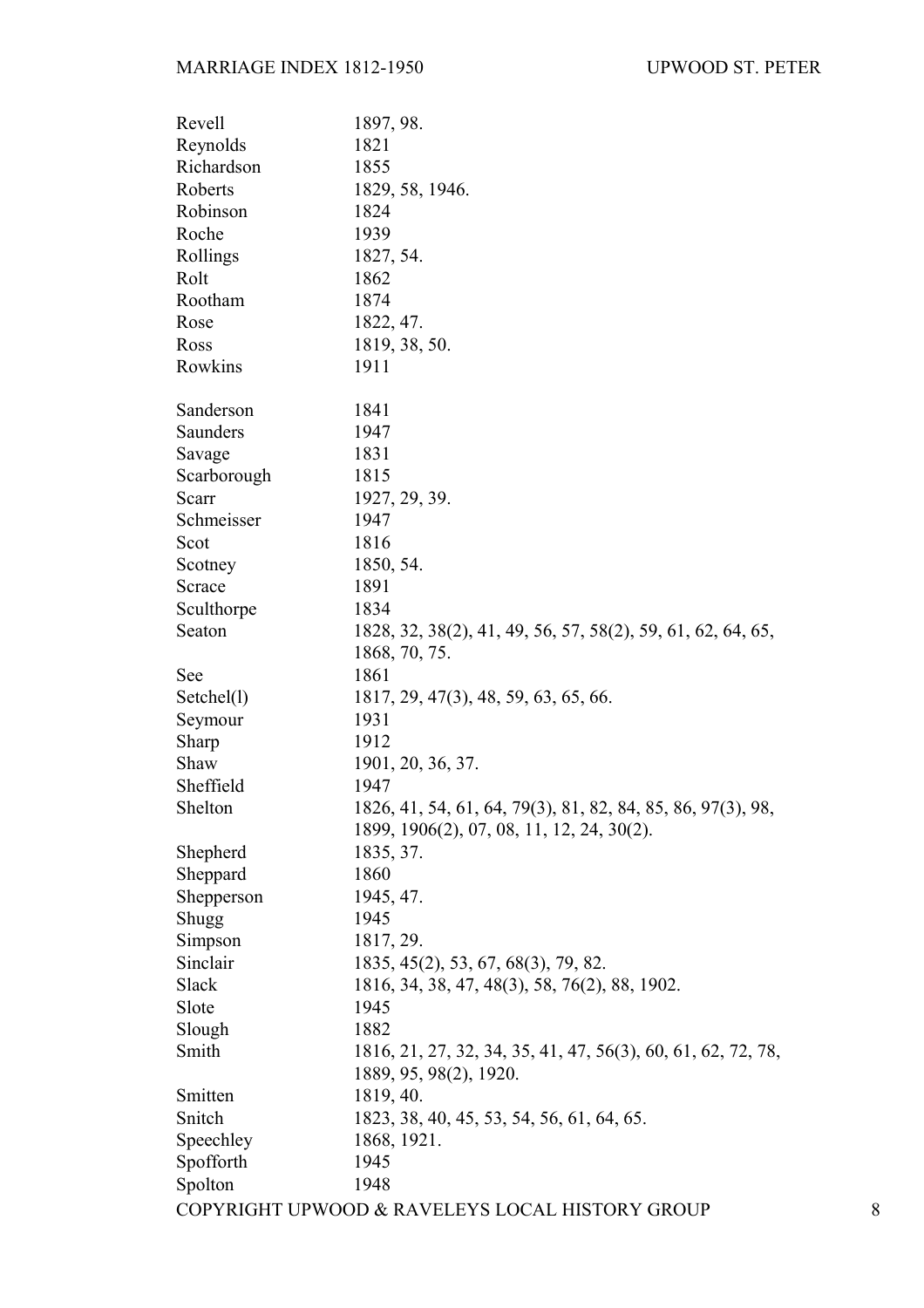| | |
|---|---|
| Revell | 1897, 98. |
| Reynolds | 1821 |
| Richardson | 1855 |
| Roberts | 1829, 58, 1946. |
| Robinson | 1824 |
| Roche | 1939 |
| Rollings | 1827, 54. |
| Rolt | 1862 |
| Rootham | 1874 |
| Rose | 1822, 47. |
| Ross | 1819, 38, 50. |
| Rowkins | 1911 |
| | |
| Sanderson | 1841 |
| Saunders | 1947 |
| Savage | 1831 |
| Scarborough | 1815 |
| Scarr | 1927, 29, 39. |
| Schmeisser | 1947 |
| Scot | 1816 |
| Scotney | 1850, 54. |
| Scrace | 1891 |
| Sculthorpe | 1834 |
| Seaton | 1828, 32, 38(2), 41, 49, 56, 57, 58(2), 59, 61, 62, 64, 65, 1868, 70, 75. |
| See | 1861 |
| Setchel(l) | 1817, 29, 47(3), 48, 59, 63, 65, 66. |
| Seymour | 1931 |
| Sharp | 1912 |
| Shaw | 1901, 20, 36, 37. |
| Sheffield | 1947 |
| Shelton | 1826, 41, 54, 61, 64, 79(3), 81, 82, 84, 85, 86, 97(3), 98, 1899, 1906(2), 07, 08, 11, 12, 24, 30(2). |
| Shepherd | 1835, 37. |
| Sheppard | 1860 |
| Shepperson | 1945, 47. |
| Shugg | 1945 |
| Simpson | 1817, 29. |
| Sinclair | 1835, 45(2), 53, 67, 68(3), 79, 82. |
| Slack | 1816, 34, 38, 47, 48(3), 58, 76(2), 88, 1902. |
| Slote | 1945 |
| Slough | 1882 |
| Smith | 1816, 21, 27, 32, 34, 35, 41, 47, 56(3), 60, 61, 62, 72, 78, 1889, 95, 98(2), 1920. |
| Smitten | 1819, 40. |
| Snitch | 1823, 38, 40, 45, 53, 54, 56, 61, 64, 65. |
| Speechley | 1868, 1921. |
| Spofforth | 1945 |
| Spolton | 1948 |

COPYRIGHT UPWOOD & RAVELEYS LOCAL HISTORY GROUP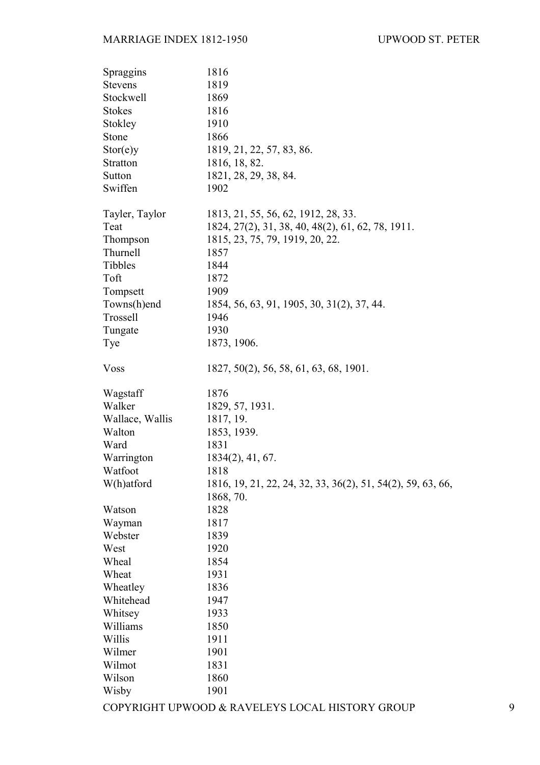| Surname | Years |
|---|---|
| Spraggins | 1816 |
| Stevens | 1819 |
| Stockwell | 1869 |
| Stokes | 1816 |
| Stokley | 1910 |
| Stone | 1866 |
| Stor(e)y | 1819, 21, 22, 57, 83, 86. |
| Stratton | 1816, 18, 82. |
| Sutton | 1821, 28, 29, 38, 84. |
| Swiffen | 1902 |
| | |
| Tayler, Taylor | 1813, 21, 55, 56, 62, 1912, 28, 33. |
| Teat | 1824, 27(2), 31, 38, 40, 48(2), 61, 62, 78, 1911. |
| Thompson | 1815, 23, 75, 79, 1919, 20, 22. |
| Thurnell | 1857 |
| Tibbles | 1844 |
| Toft | 1872 |
| Tompsett | 1909 |
| Towns(h)end | 1854, 56, 63, 91, 1905, 30, 31(2), 37, 44. |
| Trossell | 1946 |
| Tungate | 1930 |
| Tye | 1873, 1906. |
| | |
| Voss | 1827, 50(2), 56, 58, 61, 63, 68, 1901. |
| | |
| Wagstaff | 1876 |
| Walker | 1829, 57, 1931. |
| Wallace, Wallis | 1817, 19. |
| Walton | 1853, 1939. |
| Ward | 1831 |
| Warrington | 1834(2), 41, 67. |
| Watfoot | 1818 |
| W(h)atford | 1816, 19, 21, 22, 24, 32, 33, 36(2), 51, 54(2), 59, 63, 66, 1868, 70. |
| Watson | 1828 |
| Wayman | 1817 |
| Webster | 1839 |
| West | 1920 |
| Wheal | 1854 |
| Wheat | 1931 |
| Wheatley | 1836 |
| Whitehead | 1947 |
| Whitsey | 1933 |
| Williams | 1850 |
| Willis | 1911 |
| Wilmer | 1901 |
| Wilmot | 1831 |
| Wilson | 1860 |
| Wisby | 1901 |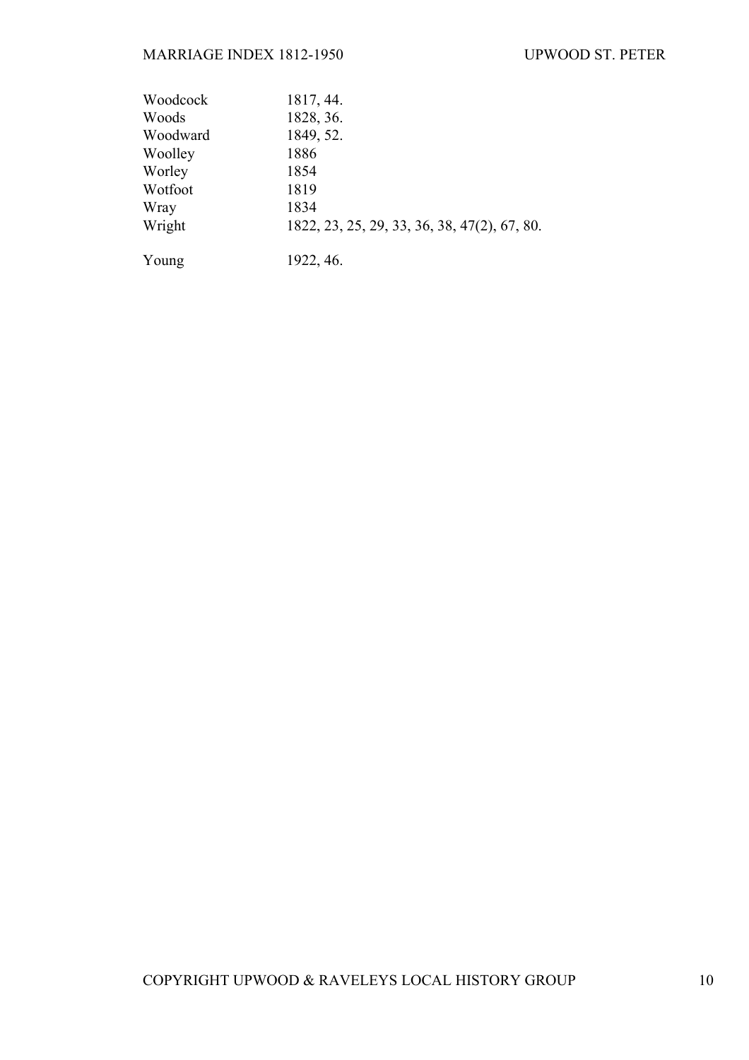| | |
|---|---|
| Woodcock | 1817, 44. |
| Woods | 1828, 36. |
| Woodward | 1849, 52. |
| Woolley | 1886 |
| Worley | 1854 |
| Wotfoot | 1819 |
| Wray | 1834 |
| Wright | 1822, 23, 25, 29, 33, 36, 38, 47(2), 67, 80. |
| Young | 1922, 46. |